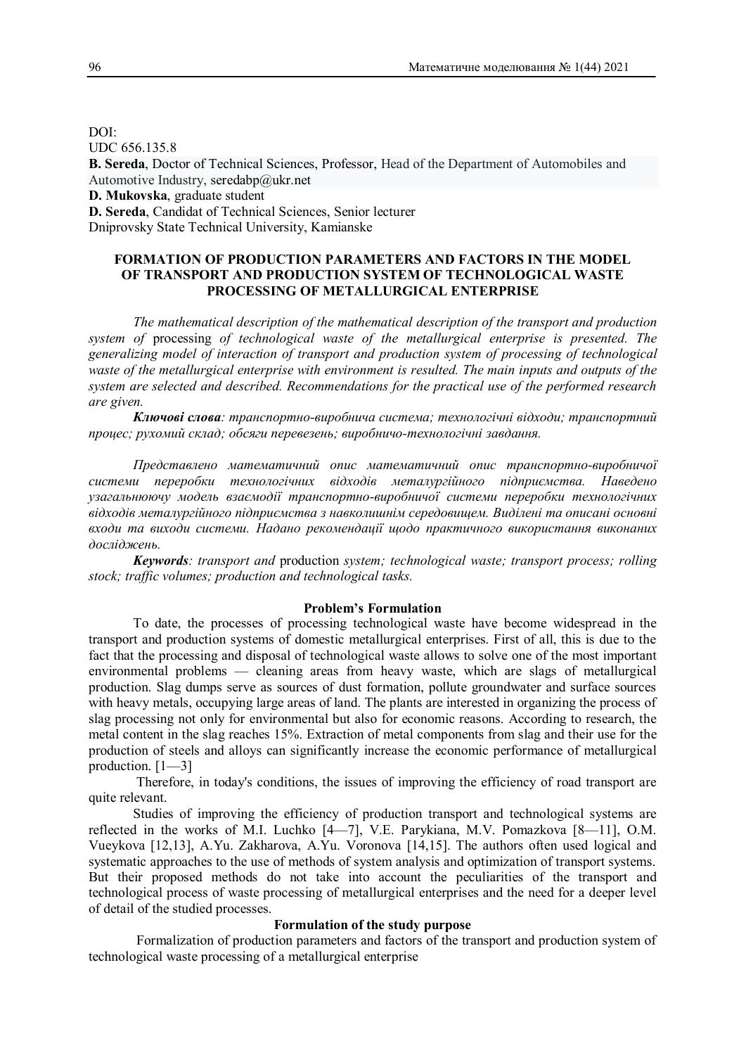DOI:
UDC 656.135.8

**B. Sereda**, Doctor of Technical Sciences, Professor, Head of the Department of Automobiles and Automotive Industry, seredabp@ukr.net

**D. Mukovska**, graduate student

**D. Sereda**, Candidat of Technical Sciences, Senior lecturer

Dniprovsky State Technical University, Kamianske

# FORMATION OF PRODUCTION PARAMETERS AND FACTORS IN THE MODEL OF TRANSPORT AND PRODUCTION SYSTEM OF TECHNOLOGICAL WASTE PROCESSING OF METALLURGICAL ENTERPRISE

*The mathematical description of the mathematical description of the transport and production system of* processing *of technological waste of the metallurgical enterprise is presented. The generalizing model of interaction of transport and production system of processing of technological waste of the metallurgical enterprise with environment is resulted. The main inputs and outputs of the system are selected and described. Recommendations for the practical use of the performed research are given.*

***Ключові слова****: транспортно-виробнича система; технологічні відходи; транспортний процес; рухомий склад; обсяги перевезень; виробничо-технологічні завдання.*

*Представлено математичний опис математичний опис транспортно-виробничої системи переробки технологічних відходів металургійного підприємства. Наведено узагальнюючу модель взаємодії транспортно-виробничої системи переробки технологічних відходів металургійного підприємства з навколишнім середовищем. Виділені та описані основні входи та виходи системи. Надано рекомендації щодо практичного використання виконаних досліджень.*

***Keywords****: transport and* production *system; technological waste; transport process; rolling stock; traffic volumes; production and technological tasks.*

## Problem's Formulation

To date, the processes of processing technological waste have become widespread in the transport and production systems of domestic metallurgical enterprises. First of all, this is due to the fact that the processing and disposal of technological waste allows to solve one of the most important environmental problems — cleaning areas from heavy waste, which are slags of metallurgical production. Slag dumps serve as sources of dust formation, pollute groundwater and surface sources with heavy metals, occupying large areas of land. The plants are interested in organizing the process of slag processing not only for environmental but also for economic reasons. According to research, the metal content in the slag reaches 15%. Extraction of metal components from slag and their use for the production of steels and alloys can significantly increase the economic performance of metallurgical production. [1—3]

Therefore, in today's conditions, the issues of improving the efficiency of road transport are quite relevant.

Studies of improving the efficiency of production transport and technological systems are reflected in the works of M.I. Luchko [4—7], V.E. Parykiana, M.V. Pomazkova [8—11], O.M. Vueykova [12,13], A.Yu. Zakharova, A.Yu. Voronova [14,15]. The authors often used logical and systematic approaches to the use of methods of system analysis and optimization of transport systems. But their proposed methods do not take into account the peculiarities of the transport and technological process of waste processing of metallurgical enterprises and the need for a deeper level of detail of the studied processes.

## Formulation of the study purpose

Formalization of production parameters and factors of the transport and production system of technological waste processing of a metallurgical enterprise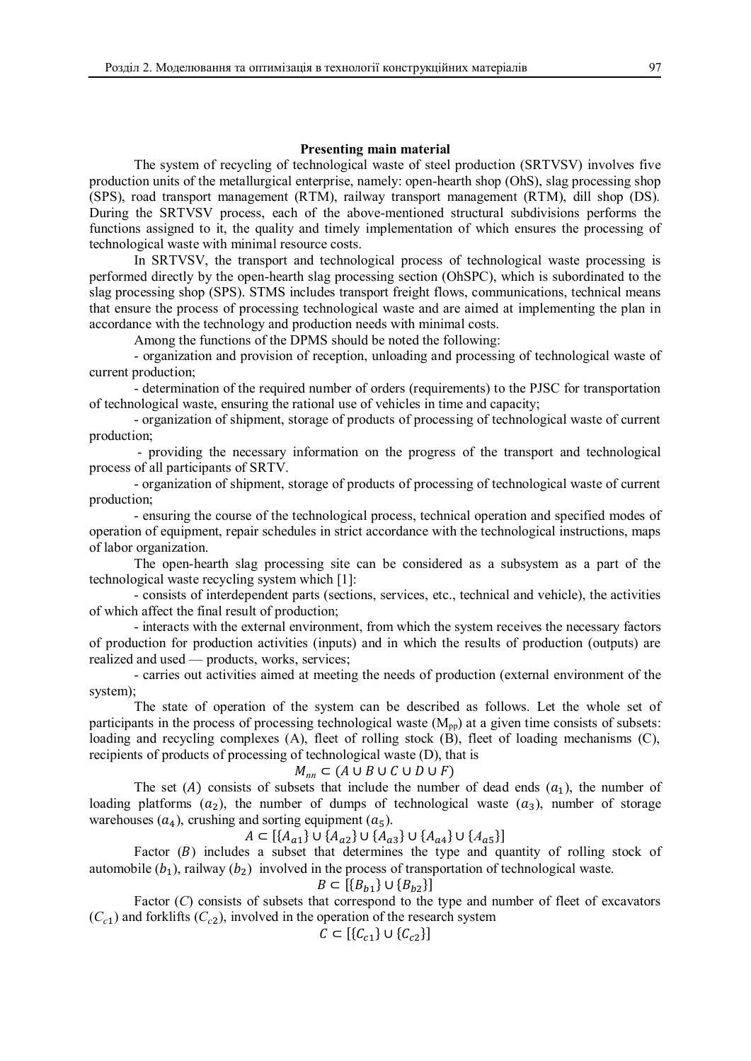**Presenting main material**

The system of recycling of technological waste of steel production (SRTVSV) involves five production units of the metallurgical enterprise, namely: open-hearth shop (OhS), slag processing shop (SPS), road transport management (RTM), railway transport management (RTM), dill shop (DS). During the SRTVSV process, each of the above-mentioned structural subdivisions performs the functions assigned to it, the quality and timely implementation of which ensures the processing of technological waste with minimal resource costs.

In SRTVSV, the transport and technological process of technological waste processing is performed directly by the open-hearth slag processing section (OhSPC), which is subordinated to the slag processing shop (SPS). STMS includes transport freight flows, communications, technical means that ensure the process of processing technological waste and are aimed at implementing the plan in accordance with the technology and production needs with minimal costs.

Among the functions of the DPMS should be noted the following:

- organization and provision of reception, unloading and processing of technological waste of current production;
- determination of the required number of orders (requirements) to the PJSC for transportation of technological waste, ensuring the rational use of vehicles in time and capacity;
- organization of shipment, storage of products of processing of technological waste of current production;
- providing the necessary information on the progress of the transport and technological process of all participants of SRTV.
- organization of shipment, storage of products of processing of technological waste of current production;
- ensuring the course of the technological process, technical operation and specified modes of operation of equipment, repair schedules in strict accordance with the technological instructions, maps of labor organization.

The open-hearth slag processing site can be considered as a subsystem as a part of the technological waste recycling system which [1]:

- consists of interdependent parts (sections, services, etc., technical and vehicle), the activities of which affect the final result of production;
- interacts with the external environment, from which the system receives the necessary factors of production for production activities (inputs) and in which the results of production (outputs) are realized and used — products, works, services;
- carries out activities aimed at meeting the needs of production (external environment of the system);

The state of operation of the system can be described as follows. Let the whole set of participants in the process of processing technological waste ($M_{pp}$) at a given time consists of subsets: loading and recycling complexes (A), fleet of rolling stock (B), fleet of loading mechanisms (C), recipients of products of processing of technological waste (D), that is

$$M_{nn} \subset (A \cup B \cup C \cup D \cup F)$$

The set $(A)$ consists of subsets that include the number of dead ends $(a_1)$, the number of loading platforms $(a_2)$, the number of dumps of technological waste $(a_3)$, number of storage warehouses $(a_4)$, crushing and sorting equipment $(a_5)$.

$$A \subset [\{A_{a1}\} \cup \{A_{a2}\} \cup \{A_{a3}\} \cup \{A_{a4}\} \cup \{A_{a5}\}]$$

Factor $(B)$ includes a subset that determines the type and quantity of rolling stock of automobile $(b_1)$, railway $(b_2)$ involved in the process of transportation of technological waste.

$$B \subset [\{B_{b1}\} \cup \{B_{b2}\}]$$

Factor $(C)$ consists of subsets that correspond to the type and number of fleet of excavators $(C_{c1})$ and forklifts $(C_{c2})$, involved in the operation of the research system

$$C \subset [\{C_{c1}\} \cup \{C_{c2}\}]$$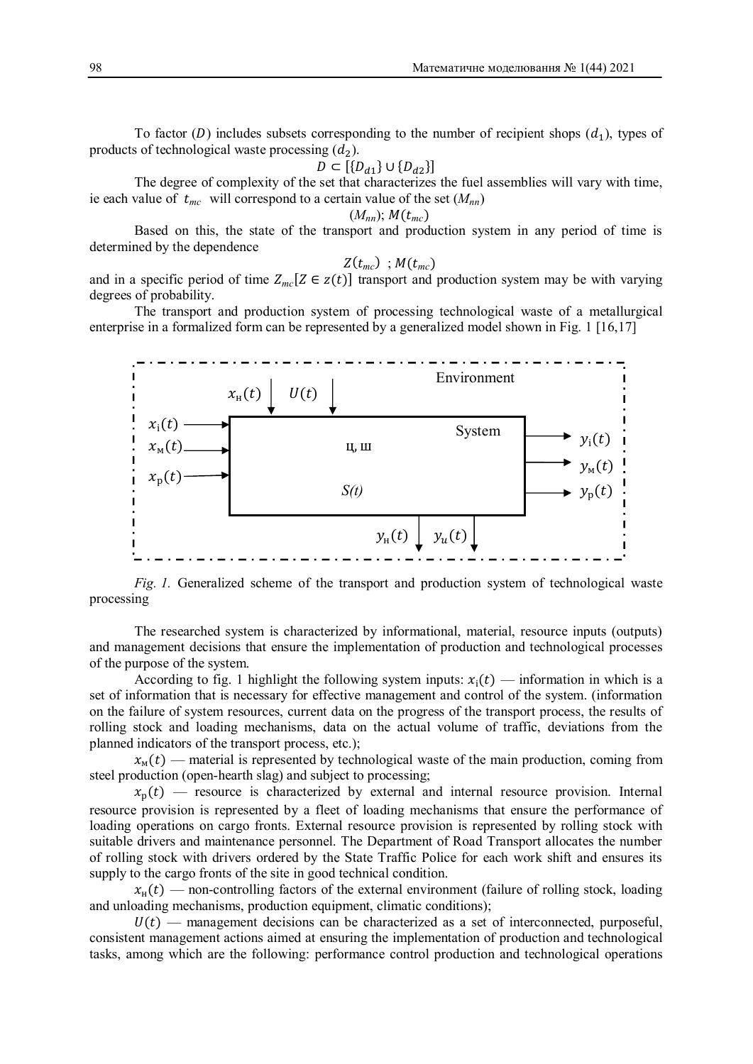To factor $(D)$ includes subsets corresponding to the number of recipient shops $(d_1)$, types of products of technological waste processing $(d_2)$.

$$D \subset [\{D_{d1}\} \cup \{D_{d2}\}]$$

The degree of complexity of the set that characterizes the fuel assemblies will vary with time, ie each value of $t_{mc}$ will correspond to a certain value of the set $(M_{nn})$

$$(M_{nn});\ M(t_{mc})$$

Based on this, the state of the transport and production system in any period of time is determined by the dependence

$$Z(t_{mc})\ ;\ M(t_{mc})$$

and in a specific period of time $Z_{mc}[Z \in z(t)]$ transport and production system may be with varying degrees of probability.

The transport and production system of processing technological waste of a metallurgical enterprise in a formalized form can be represented by a generalized model shown in Fig. 1 [16,17]

*Fig. 1.* Generalized scheme of the transport and production system of technological waste processing

The researched system is characterized by informational, material, resource inputs (outputs) and management decisions that ensure the implementation of production and technological processes of the purpose of the system.

According to fig. 1 highlight the following system inputs: $x_\text{і}(t)$ — information in which is a set of information that is necessary for effective management and control of the system. (information on the failure of system resources, current data on the progress of the transport process, the results of rolling stock and loading mechanisms, data on the actual volume of traffic, deviations from the planned indicators of the transport process, etc.);

$x_\text{м}(t)$ — material is represented by technological waste of the main production, coming from steel production (open-hearth slag) and subject to processing;

$x_\text{р}(t)$ — resource is characterized by external and internal resource provision. Internal resource provision is represented by a fleet of loading mechanisms that ensure the performance of loading operations on cargo fronts. External resource provision is represented by rolling stock with suitable drivers and maintenance personnel. The Department of Road Transport allocates the number of rolling stock with drivers ordered by the State Traffic Police for each work shift and ensures its supply to the cargo fronts of the site in good technical condition.

$x_\text{н}(t)$ — non-controlling factors of the external environment (failure of rolling stock, loading and unloading mechanisms, production equipment, climatic conditions);

$U(t)$ — management decisions can be characterized as a set of interconnected, purposeful, consistent management actions aimed at ensuring the implementation of production and technological tasks, among which are the following: performance control production and technological operations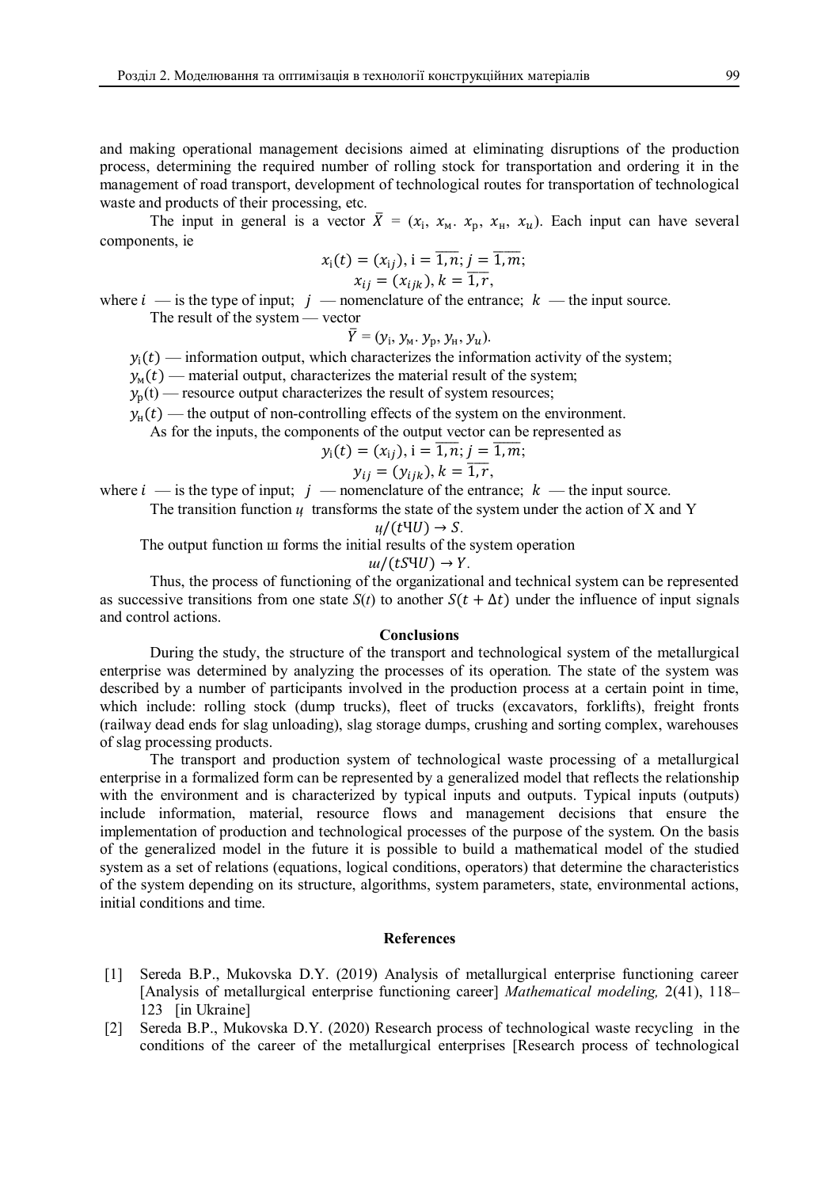and making operational management decisions aimed at eliminating disruptions of the production process, determining the required number of rolling stock for transportation and ordering it in the management of road transport, development of technological routes for transportation of technological waste and products of their processing, etc.

The input in general is a vector $\bar{X}$ = ($x_{\text{і}}$, $x_{\text{м}}$. $x_{\text{р}}$, $x_{\text{н}}$, $x_u$). Each input can have several components, ie

$$x_{\text{і}}(t) = (x_{\text{і}j}),\ \text{i} = \overline{1,n};\ j = \overline{1,m};$$

$$x_{ij} = (x_{ijk}),\ k = \overline{1,r},$$

where $i$ — is the type of input; $j$ — nomenclature of the entrance; $k$ — the input source.

The result of the system — vector

$$\bar{Y} = (y_{\text{і}},\ y_{\text{м}}.\ y_{\text{р}},\ y_{\text{н}},\ y_u).$$

$y_{\text{і}}(t)$ — information output, which characterizes the information activity of the system;

$y_{\text{м}}(t)$ — material output, characterizes the material result of the system;

$y_{\text{р}}$(t) — resource output characterizes the result of system resources;

$y_{\text{н}}(t)$ — the output of non-controlling effects of the system on the environment.

As for the inputs, the components of the output vector can be represented as

$$y_{\text{і}}(t) = (x_{\text{і}j}),\ \text{i} = \overline{1,n};\ j = \overline{1,m};$$

$$y_{ij} = (y_{ijk}),\ k = \overline{1,r},$$

where $i$ — is the type of input; $j$ — nomenclature of the entrance; $k$ — the input source.

The transition function $ц$ transforms the state of the system under the action of X and Y

$$ц/(tЧU) \rightarrow S.$$

The output function ш forms the initial results of the system operation

$$ш/(tSЧU) \rightarrow Y.$$

Thus, the process of functioning of the organizational and technical system can be represented as successive transitions from one state $S(t)$ to another $S(t + \Delta t)$ under the influence of input signals and control actions.

## Conclusions

During the study, the structure of the transport and technological system of the metallurgical enterprise was determined by analyzing the processes of its operation. The state of the system was described by a number of participants involved in the production process at a certain point in time, which include: rolling stock (dump trucks), fleet of trucks (excavators, forklifts), freight fronts (railway dead ends for slag unloading), slag storage dumps, crushing and sorting complex, warehouses of slag processing products.

The transport and production system of technological waste processing of a metallurgical enterprise in a formalized form can be represented by a generalized model that reflects the relationship with the environment and is characterized by typical inputs and outputs. Typical inputs (outputs) include information, material, resource flows and management decisions that ensure the implementation of production and technological processes of the purpose of the system. On the basis of the generalized model in the future it is possible to build a mathematical model of the studied system as a set of relations (equations, logical conditions, operators) that determine the characteristics of the system depending on its structure, algorithms, system parameters, state, environmental actions, initial conditions and time.

## References

[1] Sereda B.P., Mukovska D.Y. (2019) Analysis of metallurgical enterprise functioning career [Analysis of metallurgical enterprise functioning career] *Mathematical modeling,* 2(41), 118–123 [in Ukraine]

[2] Sereda B.P., Mukovska D.Y. (2020) Research process of technological waste recycling in the conditions of the career of the metallurgical enterprises [Research process of technological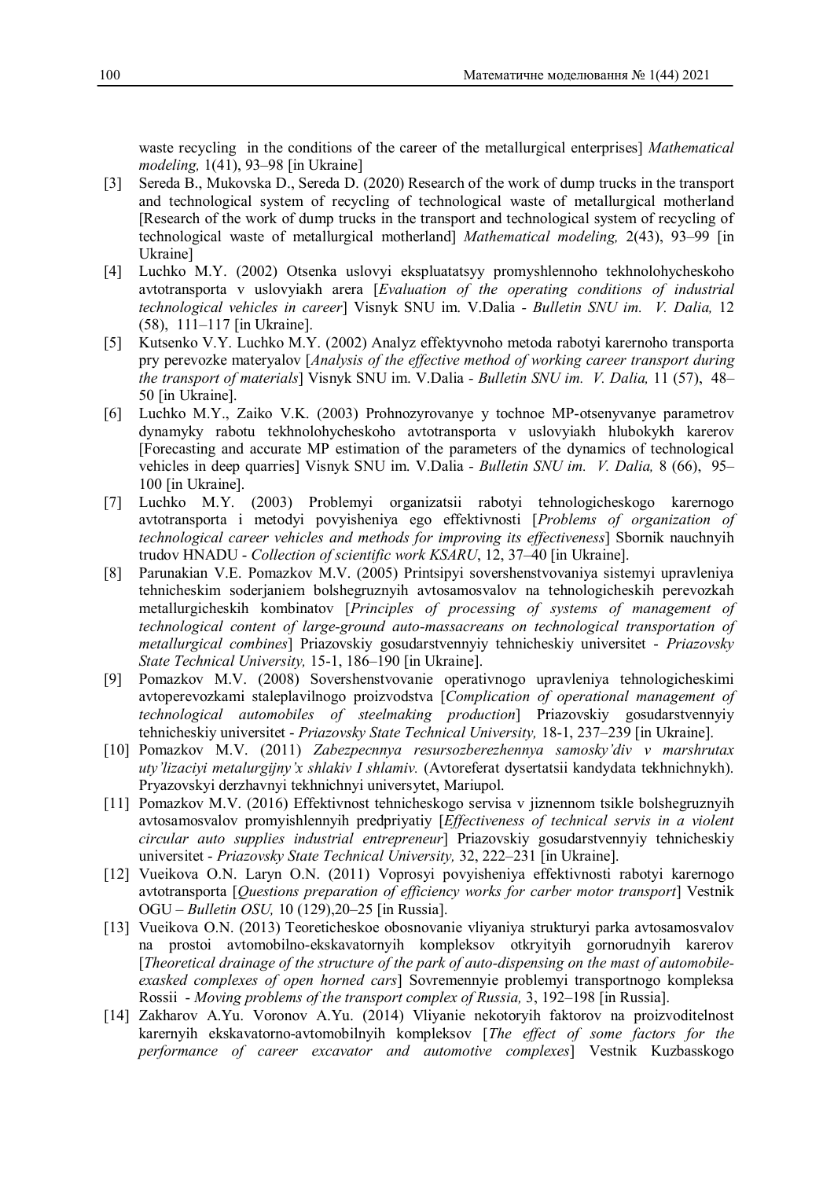waste recycling in the conditions of the career of the metallurgical enterprises] *Mathematical modeling,* 1(41), 93–98 [in Ukraine]

[3] Sereda B., Mukovska D., Sereda D. (2020) Research of the work of dump trucks in the transport and technological system of recycling of technological waste of metallurgical motherland [Research of the work of dump trucks in the transport and technological system of recycling of technological waste of metallurgical motherland] *Mathematical modeling,* 2(43), 93–99 [in Ukraine]

[4] Luchko M.Y. (2002) Otsenka uslovyi ekspluatatsyy promyshlennoho tekhnolohycheskoho avtotransporta v uslovyiakh arera [*Evaluation of the operating conditions of industrial technological vehicles in career*] Visnyk SNU im. V.Dalia - *Bulletin SNU im. V. Dalia,* 12 (58), 111–117 [in Ukraine].

[5] Kutsenko V.Y. Luchko M.Y. (2002) Analyz effektyvnoho metoda rabotyi karernoho transporta pry perevozke materyalov [*Analysis of the effective method of working career transport during the transport of materials*] Visnyk SNU im. V.Dalia - *Bulletin SNU im. V. Dalia,* 11 (57), 48–50 [in Ukraine].

[6] Luchko M.Y., Zaiko V.K. (2003) Prohnozyrovanye y tochnoe MP-otsenyvanye parametrov dynamyky rabotu tekhnolohycheskoho avtotransporta v uslovyiakh hlubokykh karerov [Forecasting and accurate MP estimation of the parameters of the dynamics of technological vehicles in deep quarries] Visnyk SNU im. V.Dalia - *Bulletin SNU im. V. Dalia,* 8 (66), 95–100 [in Ukraine].

[7] Luchko M.Y. (2003) Problemyi organizatsii rabotyi tehnologicheskogo karernogo avtotransporta i metodyi povyisheniya ego effektivnosti [*Problems of organization of technological career vehicles and methods for improving its effectiveness*] Sbornik nauchnyih trudov HNADU - *Collection of scientific work KSARU*, 12, 37–40 [in Ukraine].

[8] Parunakian V.E. Pomazkov M.V. (2005) Printsipyi sovershenstvovaniya sistemyi upravleniya tehnicheskim soderjaniem bolshegruznyih avtosamosvalov na tehnologicheskih perevozkah metallurgicheskih kombinatov [*Principles of processing of systems of management of technological content of large-ground auto-massacreans on technological transportation of metallurgical combines*] Priazovskiy gosudarstvennyiy tehnicheskiy universitet - *Priazovsky State Technical University,* 15-1, 186–190 [in Ukraine].

[9] Pomazkov M.V. (2008) Sovershenstvovanie operativnogo upravleniya tehnologicheskimi avtoperevozkami staleplavilnogo proizvodstva [*Complication of operational management of technological automobiles of steelmaking production*] Priazovskiy gosudarstvennyiy tehnicheskiy universitet - *Priazovsky State Technical University,* 18-1, 237–239 [in Ukraine].

[10] Pomazkov M.V. (2011) *Zabezpecnnya resursozberezhennya samosky'div v marshrutax uty'lizaciyi metalurgijny'x shlakiv I shlamiv.* (Avtoreferat dysertatsii kandydata tekhnichnykh). Pryazovskyi derzhavnyi tekhnichnyi universytet, Mariupol.

[11] Pomazkov M.V. (2016) Effektivnost tehnicheskogo servisa v jiznennom tsikle bolshegruznyih avtosamosvalov promyishlennyih predpriyatiy [*Effectiveness of technical servis in a violent circular auto supplies industrial entrepreneur*] Priazovskiy gosudarstvennyiy tehnicheskiy universitet - *Priazovsky State Technical University,* 32, 222–231 [in Ukraine].

[12] Vueikova O.N. Laryn O.N. (2011) Voprosyi povyisheniya effektivnosti rabotyi karernogo avtotransporta [*Questions preparation of efficiency works for carber motor transport*] Vestnik OGU – *Bulletin OSU,* 10 (129),20–25 [in Russia].

[13] Vueikova O.N. (2013) Teoreticheskoe obosnovanie vliyaniya strukturyi parka avtosamosvalov na prostoi avtomobilno-ekskavatornyih kompleksov otkryityih gornorudnyih karerov [*Theoretical drainage of the structure of the park of auto-dispensing on the mast of automobile-exasked complexes of open horned cars*] Sovremennyie problemyi transportnogo kompleksa Rossii - *Moving problems of the transport complex of Russia,* 3, 192–198 [in Russia].

[14] Zakharov A.Yu. Voronov A.Yu. (2014) Vliyanie nekotoryih faktorov na proizvoditelnost karernyih ekskavatorno-avtomobilnyih kompleksov [*The effect of some factors for the performance of career excavator and automotive complexes*] Vestnik Kuzbasskogo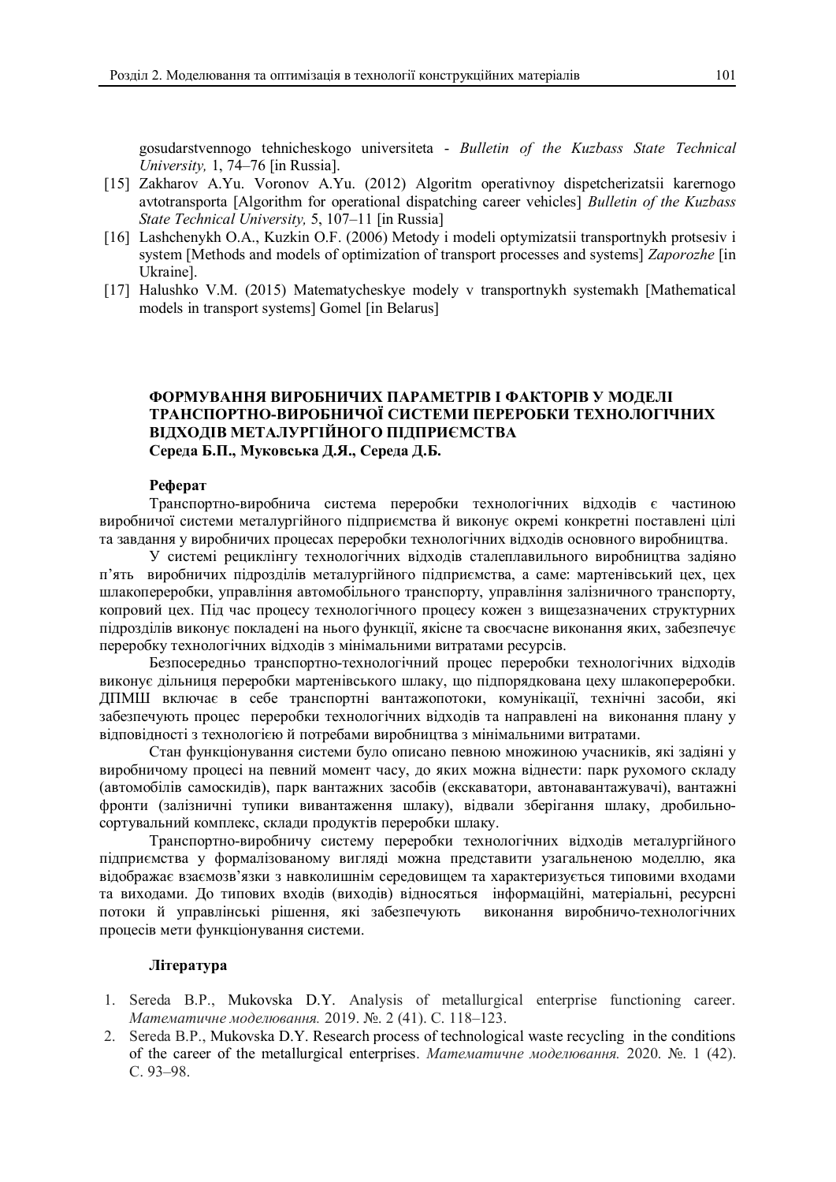gosudarstvennogo tehnicheskogo universiteta - *Bulletin of the Kuzbass State Technical University,* 1, 74–76 [in Russia].

[15] Zakharov A.Yu. Voronov A.Yu. (2012) Algoritm operativnoy dispetcherizatsii karernogo avtotransporta [Algorithm for operational dispatching career vehicles] *Bulletin of the Kuzbass State Technical University,* 5, 107–11 [in Russia]

[16] Lashchenykh O.A., Kuzkin O.F. (2006) Metody i modeli optymizatsii transportnykh protsesiv i system [Methods and models of optimization of transport processes and systems] *Zaporozhe* [in Ukraine].

[17] Halushko V.M. (2015) Matematycheskye modely v transportnykh systemakh [Mathematical models in transport systems] Gomel [in Belarus]

## ФОРМУВАННЯ ВИРОБНИЧИХ ПАРАМЕТРІВ І ФАКТОРІВ У МОДЕЛІ ТРАНСПОРТНО-ВИРОБНИЧОЇ СИСТЕМИ ПЕРЕРОБКИ ТЕХНОЛОГІЧНИХ ВІДХОДІВ МЕТАЛУРГІЙНОГО ПІДПРИЄМСТВА

**Середа Б.П., Муковська Д.Я., Середа Д.Б.**

### Реферат

Транспортно-виробнича система переробки технологічних відходів є частиною виробничої системи металургійного підприємства й виконує окремі конкретні поставлені цілі та завдання у виробничих процесах переробки технологічних відходів основного виробництва.

У системі рециклінгу технологічних відходів сталеплавильного виробництва задіяно п’ять виробничих підрозділів металургійного підприємства, а саме: мартенівський цех, цех шлакопереробки, управління автомобільного транспорту, управління залізничного транспорту, копровий цех. Під час процесу технологічного процесу кожен з вищезазначених структурних підрозділів виконує покладені на нього функції, якісне та своєчасне виконання яких, забезпечує переробку технологічних відходів з мінімальними витратами ресурсів.

Безпосередньо транспортно-технологічний процес переробки технологічних відходів виконує дільниця переробки мартенівського шлаку, що підпорядкована цеху шлакопереробки. ДПМШ включає в себе транспортні вантажопотоки, комунікації, технічні засоби, які забезпечують процес переробки технологічних відходів та направлені на виконання плану у відповідності з технологією й потребами виробництва з мінімальними витратами.

Стан функціонування системи було описано певною множиною учасників, які задіяні у виробничому процесі на певний момент часу, до яких можна віднести: парк рухомого складу (автомобілів самоскидів), парк вантажних засобів (екскаватори, автонавантажувачі), вантажні фронти (залізничні тупики вивантаження шлаку), відвали зберігання шлаку, дробильно-сортувальний комплекс, склади продуктів переробки шлаку.

Транспортно-виробничу систему переробки технологічних відходів металургійного підприємства у формалізованому вигляді можна представити узагальненою моделлю, яка відображає взаємозв’язки з навколишнім середовищем та характеризується типовими входами та виходами. До типових входів (виходів) відносяться інформаційні, матеріальні, ресурсні потоки й управлінські рішення, які забезпечують виконання виробничо-технологічних процесів мети функціонування системи.

### Література

1. Sereda B.P., Mukovska D.Y. Analysis of metallurgical enterprise functioning career. *Математичне моделювання.* 2019. №. 2 (41). С. 118–123.
2. Sereda B.P., Mukovska D.Y. Research process of technological waste recycling in the conditions of the career of the metallurgical enterprises. *Математичне моделювання.* 2020. №. 1 (42). С. 93–98.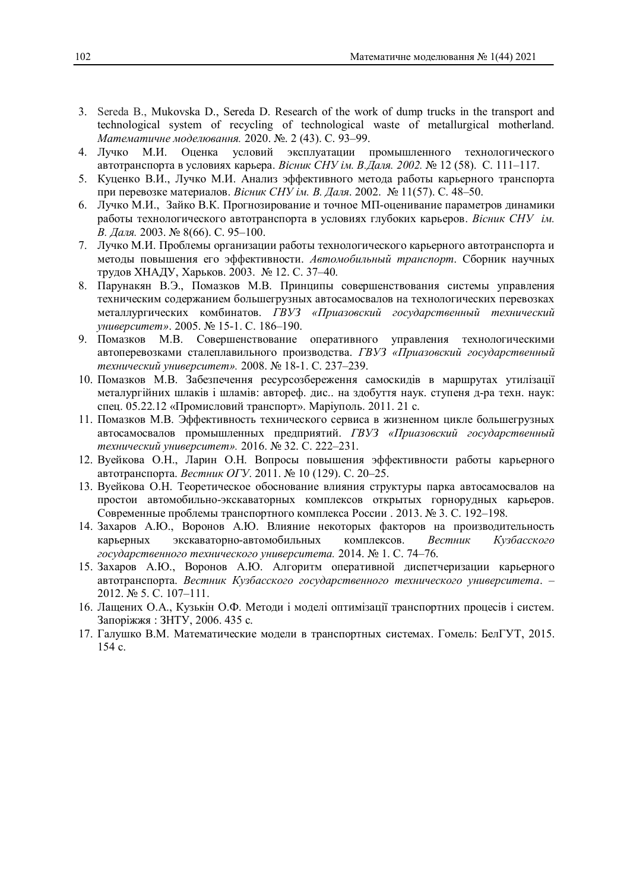3. Sereda B., Mukovska D., Sereda D. Research of the work of dump trucks in the transport and technological system of recycling of technological waste of metallurgical motherland. *Математичне моделювання.* 2020. №. 2 (43). С. 93–99.
4. Лучко М.И. Оценка условий эксплуатации промышленного технологического автотранспорта в условиях карьера. *Вісник СНУ ім. В.Даля. 2002.* № 12 (58). С. 111–117.
5. Куценко В.И., Лучко М.И. Анализ эффективного метода работы карьерного транспорта при перевозке материалов. *Вісник СНУ ім. В. Даля*. 2002. № 11(57). С. 48–50.
6. Лучко М.И., Зайко В.К. Прогнозирование и точное МП-оценивание параметров динамики работы технологического автотранспорта в условиях глубоких карьеров. *Вісник СНУ ім. В. Даля.* 2003. № 8(66). С. 95–100.
7. Лучко М.И. Проблемы организации работы технологического карьерного автотранспорта и методы повышения его эффективности. *Автомобильный транспорт*. Сборник научных трудов ХНАДУ, Харьков. 2003. № 12. С. 37–40.
8. Парунакян В.Э., Помазков М.В. Принципы совершенствования системы управления техническим содержанием большегрузных автосамосвалов на технологических перевозках металлургических комбинатов. *ГВУЗ «Приазовский государственный технический университет»*. 2005. № 15-1. С. 186–190.
9. Помазков М.В. Совершенствование оперативного управления технологическими автоперевозками сталеплавильного производства. *ГВУЗ «Приазовский государственный технический университет».* 2008. № 18-1. С. 237–239.
10. Помазков М.В. Забезпечення ресурсозбереження самоскидів в маршрутах утилізації металургійних шлаків і шламів: автореф. дис.. на здобуття наук. ступеня д-ра техн. наук: спец. 05.22.12 «Промисловий транспорт». Маріуполь. 2011. 21 с.
11. Помазков М.В. Эффективность технического сервиса в жизненном цикле большегрузных автосамосвалов промышленных предприятий. *ГВУЗ «Приазовский государственный технический университет».* 2016. № 32. С. 222–231.
12. Вуейкова О.Н., Ларин О.Н. Вопросы повышения эффективности работы карьерного автотранспорта. *Вестник ОГУ*. 2011. № 10 (129). С. 20–25.
13. Вуейкова О.Н. Теоретическое обоснование влияния структуры парка автосамосвалов на простои автомобильно-экскаваторных комплексов открытых горнорудных карьеров. Современные проблемы транспортного комплекса России . 2013. № 3. С. 192–198.
14. Захаров А.Ю., Воронов А.Ю. Влияние некоторых факторов на производительность карьерных экскаваторно-автомобильных комплексов. *Вестник Кузбасского государственного технического университета.* 2014. № 1. С. 74–76.
15. Захаров А.Ю., Воронов А.Ю. Алгоритм оперативной диспетчеризации карьерного автотранспорта. *Вестник Кузбасского государственного технического университета*. – 2012. № 5. С. 107–111.
16. Лащених О.А., Кузькін О.Ф. Методи і моделі оптимізації транспортних процесів і систем. Запоріжжя : ЗНТУ, 2006. 435 с.
17. Галушко В.М. Математические модели в транспортных системах. Гомель: БелГУТ, 2015. 154 с.